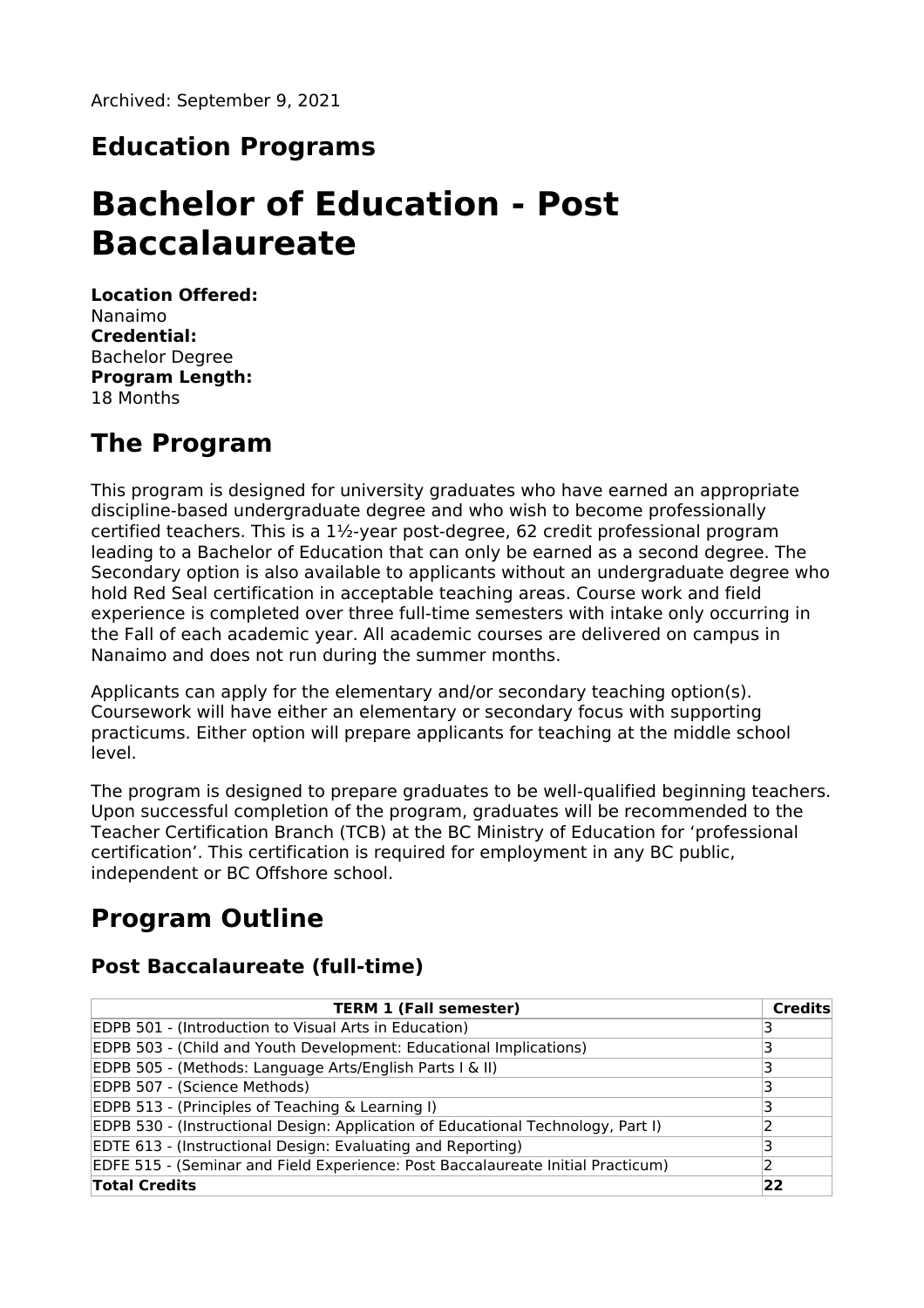Archived: September 9, 2021

## Education Programs

# Bachelor of Education - Post Baccalaureate

**Location Offered:**
Nanaimo
**Credential:**
Bachelor Degree
**Program Length:**
18 Months

## The Program

This program is designed for university graduates who have earned an appropriate discipline-based undergraduate degree and who wish to become professionally certified teachers. This is a 1½-year post-degree, 62 credit professional program leading to a Bachelor of Education that can only be earned as a second degree. The Secondary option is also available to applicants without an undergraduate degree who hold Red Seal certification in acceptable teaching areas. Course work and field experience is completed over three full-time semesters with intake only occurring in the Fall of each academic year. All academic courses are delivered on campus in Nanaimo and does not run during the summer months.

Applicants can apply for the elementary and/or secondary teaching option(s). Coursework will have either an elementary or secondary focus with supporting practicums. Either option will prepare applicants for teaching at the middle school level.

The program is designed to prepare graduates to be well-qualified beginning teachers. Upon successful completion of the program, graduates will be recommended to the Teacher Certification Branch (TCB) at the BC Ministry of Education for 'professional certification'. This certification is required for employment in any BC public, independent or BC Offshore school.

## Program Outline

### Post Baccalaureate (full-time)

| TERM 1 (Fall semester) | Credits |
|---|---|
| EDPB 501 - (Introduction to Visual Arts in Education) | 3 |
| EDPB 503 - (Child and Youth Development: Educational Implications) | 3 |
| EDPB 505 - (Methods: Language Arts/English Parts I & II) | 3 |
| EDPB 507 - (Science Methods) | 3 |
| EDPB 513 - (Principles of Teaching & Learning I) | 3 |
| EDPB 530 - (Instructional Design: Application of Educational Technology, Part I) | 2 |
| EDTE 613 - (Instructional Design: Evaluating and Reporting) | 3 |
| EDFE 515 - (Seminar and Field Experience: Post Baccalaureate Initial Practicum) | 2 |
| **Total Credits** | **22** |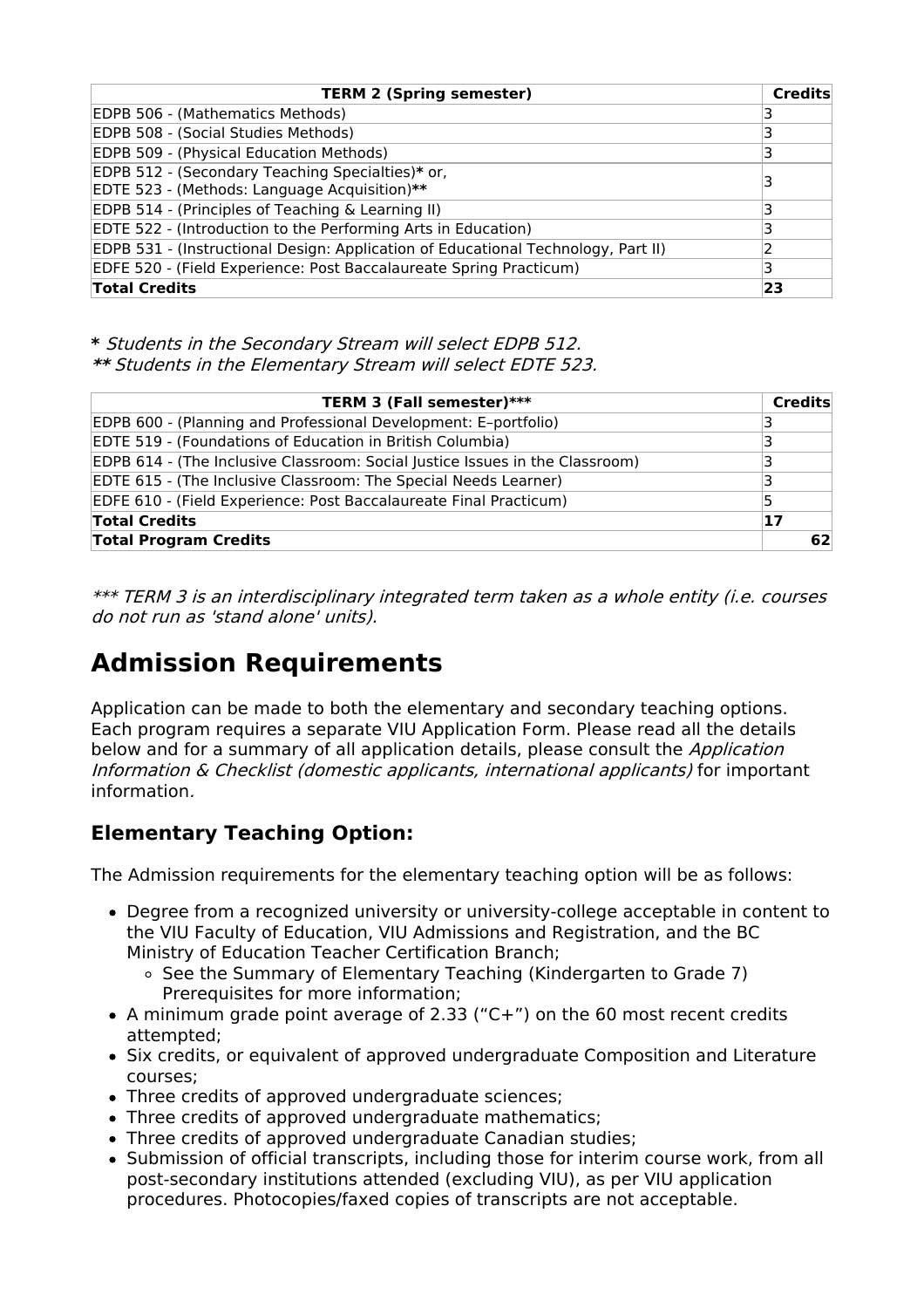| TERM 2 (Spring semester) | Credits |
| --- | --- |
| EDPB 506 - (Mathematics Methods) | 3 |
| EDPB 508 - (Social Studies Methods) | 3 |
| EDPB 509 - (Physical Education Methods) | 3 |
| EDPB 512 - (Secondary Teaching Specialties)**\*** or, EDTE 523 - (Methods: Language Acquisition)**\*\*** | 3 |
| EDPB 514 - (Principles of Teaching & Learning II) | 3 |
| EDTE 522 - (Introduction to the Performing Arts in Education) | 3 |
| EDPB 531 - (Instructional Design: Application of Educational Technology, Part II) | 2 |
| EDFE 520 - (Field Experience: Post Baccalaureate Spring Practicum) | 3 |
| **Total Credits** | **23** |

**\*** *Students in the Secondary Stream will select EDPB 512.*
**\*\*** *Students in the Elementary Stream will select EDTE 523.*

| TERM 3 (Fall semester)*** | Credits |
| --- | --- |
| EDPB 600 - (Planning and Professional Development: E–portfolio) | 3 |
| EDTE 519 - (Foundations of Education in British Columbia) | 3 |
| EDPB 614 - (The Inclusive Classroom: Social Justice Issues in the Classroom) | 3 |
| EDTE 615 - (The Inclusive Classroom: The Special Needs Learner) | 3 |
| EDFE 610 - (Field Experience: Post Baccalaureate Final Practicum) | 5 |
| **Total Credits** | **17** |
| **Total Program Credits** | **62** |

*\*\*\* TERM 3 is an interdisciplinary integrated term taken as a whole entity (i.e. courses do not run as 'stand alone' units).*

# Admission Requirements

Application can be made to both the elementary and secondary teaching options. Each program requires a separate VIU Application Form. Please read all the details below and for a summary of all application details, please consult the *Application Information & Checklist (domestic applicants, international applicants)* for important information.

## Elementary Teaching Option:

The Admission requirements for the elementary teaching option will be as follows:

- Degree from a recognized university or university-college acceptable in content to the VIU Faculty of Education, VIU Admissions and Registration, and the BC Ministry of Education Teacher Certification Branch;
  - See the Summary of Elementary Teaching (Kindergarten to Grade 7) Prerequisites for more information;
- A minimum grade point average of 2.33 ("C+") on the 60 most recent credits attempted;
- Six credits, or equivalent of approved undergraduate Composition and Literature courses;
- Three credits of approved undergraduate sciences;
- Three credits of approved undergraduate mathematics;
- Three credits of approved undergraduate Canadian studies;
- Submission of official transcripts, including those for interim course work, from all post-secondary institutions attended (excluding VIU), as per VIU application procedures. Photocopies/faxed copies of transcripts are not acceptable.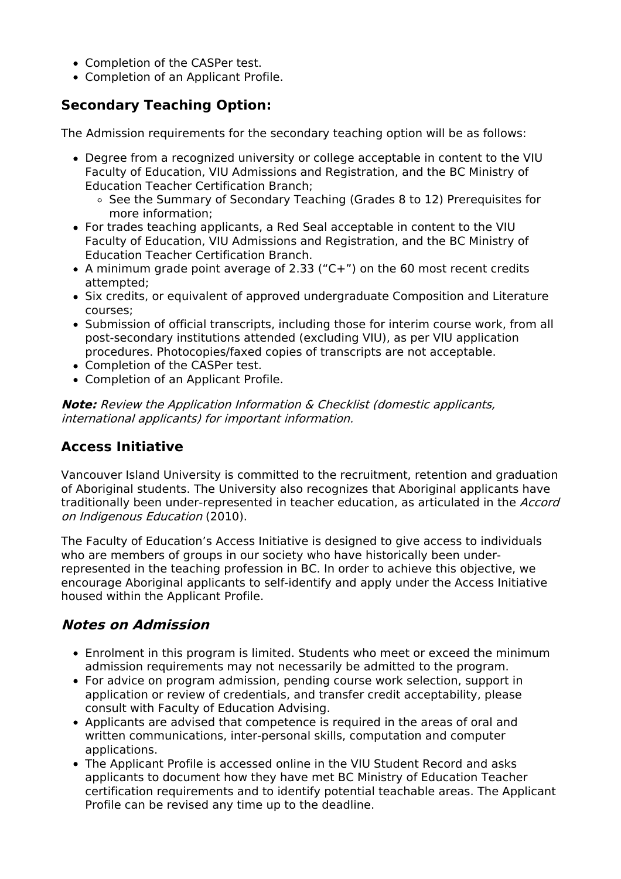- Completion of the CASPer test.
- Completion of an Applicant Profile.

## Secondary Teaching Option:

The Admission requirements for the secondary teaching option will be as follows:

- Degree from a recognized university or college acceptable in content to the VIU Faculty of Education, VIU Admissions and Registration, and the BC Ministry of Education Teacher Certification Branch;
    - See the Summary of Secondary Teaching (Grades 8 to 12) Prerequisites for more information;
- For trades teaching applicants, a Red Seal acceptable in content to the VIU Faculty of Education, VIU Admissions and Registration, and the BC Ministry of Education Teacher Certification Branch.
- A minimum grade point average of 2.33 ("C+") on the 60 most recent credits attempted;
- Six credits, or equivalent of approved undergraduate Composition and Literature courses;
- Submission of official transcripts, including those for interim course work, from all post-secondary institutions attended (excluding VIU), as per VIU application procedures. Photocopies/faxed copies of transcripts are not acceptable.
- Completion of the CASPer test.
- Completion of an Applicant Profile.

***Note:*** *Review the Application Information & Checklist (domestic applicants, international applicants) for important information.*

## Access Initiative

Vancouver Island University is committed to the recruitment, retention and graduation of Aboriginal students. The University also recognizes that Aboriginal applicants have traditionally been under-represented in teacher education, as articulated in the *Accord on Indigenous Education* (2010).

The Faculty of Education's Access Initiative is designed to give access to individuals who are members of groups in our society who have historically been under-represented in the teaching profession in BC. In order to achieve this objective, we encourage Aboriginal applicants to self-identify and apply under the Access Initiative housed within the Applicant Profile.

## *Notes on Admission*

- Enrolment in this program is limited. Students who meet or exceed the minimum admission requirements may not necessarily be admitted to the program.
- For advice on program admission, pending course work selection, support in application or review of credentials, and transfer credit acceptability, please consult with Faculty of Education Advising.
- Applicants are advised that competence is required in the areas of oral and written communications, inter-personal skills, computation and computer applications.
- The Applicant Profile is accessed online in the VIU Student Record and asks applicants to document how they have met BC Ministry of Education Teacher certification requirements and to identify potential teachable areas. The Applicant Profile can be revised any time up to the deadline.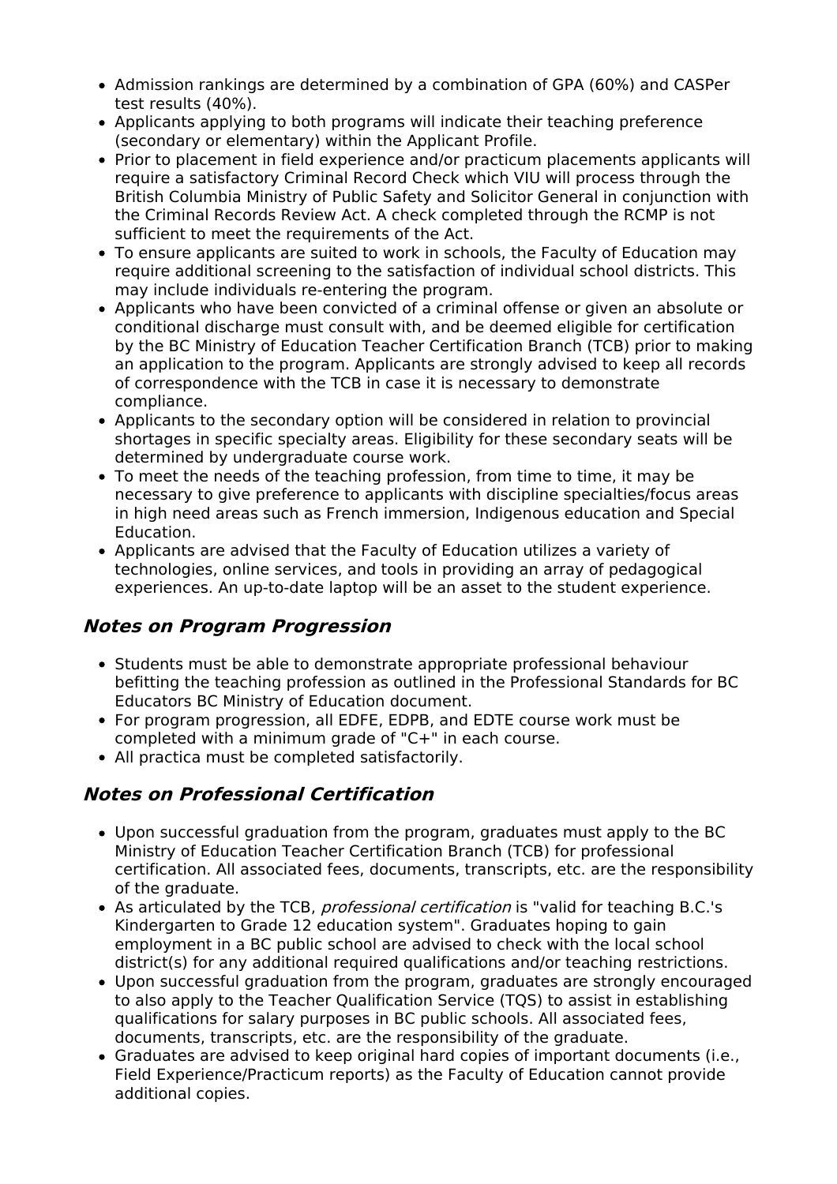- Admission rankings are determined by a combination of GPA (60%) and CASPer test results (40%).
- Applicants applying to both programs will indicate their teaching preference (secondary or elementary) within the Applicant Profile.
- Prior to placement in field experience and/or practicum placements applicants will require a satisfactory Criminal Record Check which VIU will process through the British Columbia Ministry of Public Safety and Solicitor General in conjunction with the Criminal Records Review Act. A check completed through the RCMP is not sufficient to meet the requirements of the Act.
- To ensure applicants are suited to work in schools, the Faculty of Education may require additional screening to the satisfaction of individual school districts. This may include individuals re-entering the program.
- Applicants who have been convicted of a criminal offense or given an absolute or conditional discharge must consult with, and be deemed eligible for certification by the BC Ministry of Education Teacher Certification Branch (TCB) prior to making an application to the program. Applicants are strongly advised to keep all records of correspondence with the TCB in case it is necessary to demonstrate compliance.
- Applicants to the secondary option will be considered in relation to provincial shortages in specific specialty areas. Eligibility for these secondary seats will be determined by undergraduate course work.
- To meet the needs of the teaching profession, from time to time, it may be necessary to give preference to applicants with discipline specialties/focus areas in high need areas such as French immersion, Indigenous education and Special Education.
- Applicants are advised that the Faculty of Education utilizes a variety of technologies, online services, and tools in providing an array of pedagogical experiences. An up-to-date laptop will be an asset to the student experience.

## *Notes on Program Progression*

- Students must be able to demonstrate appropriate professional behaviour befitting the teaching profession as outlined in the Professional Standards for BC Educators BC Ministry of Education document.
- For program progression, all EDFE, EDPB, and EDTE course work must be completed with a minimum grade of "C+" in each course.
- All practica must be completed satisfactorily.

## *Notes on Professional Certification*

- Upon successful graduation from the program, graduates must apply to the BC Ministry of Education Teacher Certification Branch (TCB) for professional certification. All associated fees, documents, transcripts, etc. are the responsibility of the graduate.
- As articulated by the TCB, *professional certification* is "valid for teaching B.C.'s Kindergarten to Grade 12 education system". Graduates hoping to gain employment in a BC public school are advised to check with the local school district(s) for any additional required qualifications and/or teaching restrictions.
- Upon successful graduation from the program, graduates are strongly encouraged to also apply to the Teacher Qualification Service (TQS) to assist in establishing qualifications for salary purposes in BC public schools. All associated fees, documents, transcripts, etc. are the responsibility of the graduate.
- Graduates are advised to keep original hard copies of important documents (i.e., Field Experience/Practicum reports) as the Faculty of Education cannot provide additional copies.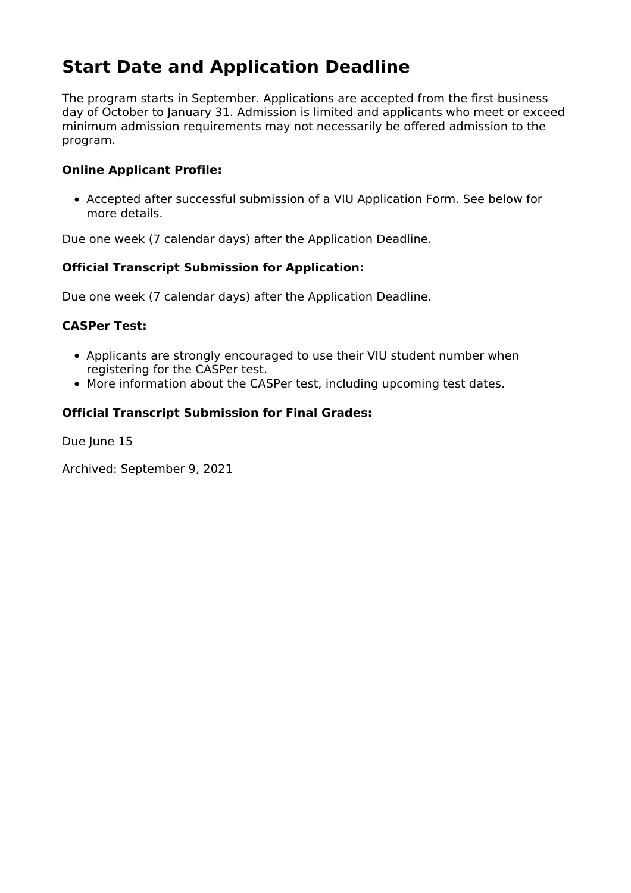## Start Date and Application Deadline

The program starts in September. Applications are accepted from the first business day of October to January 31. Admission is limited and applicants who meet or exceed minimum admission requirements may not necessarily be offered admission to the program.

**Online Applicant Profile:**

- Accepted after successful submission of a VIU Application Form. See below for more details.

Due one week (7 calendar days) after the Application Deadline.

**Official Transcript Submission for Application:**

Due one week (7 calendar days) after the Application Deadline.

**CASPer Test:**

- Applicants are strongly encouraged to use their VIU student number when registering for the CASPer test.
- More information about the CASPer test, including upcoming test dates.

**Official Transcript Submission for Final Grades:**

Due June 15

Archived: September 9, 2021